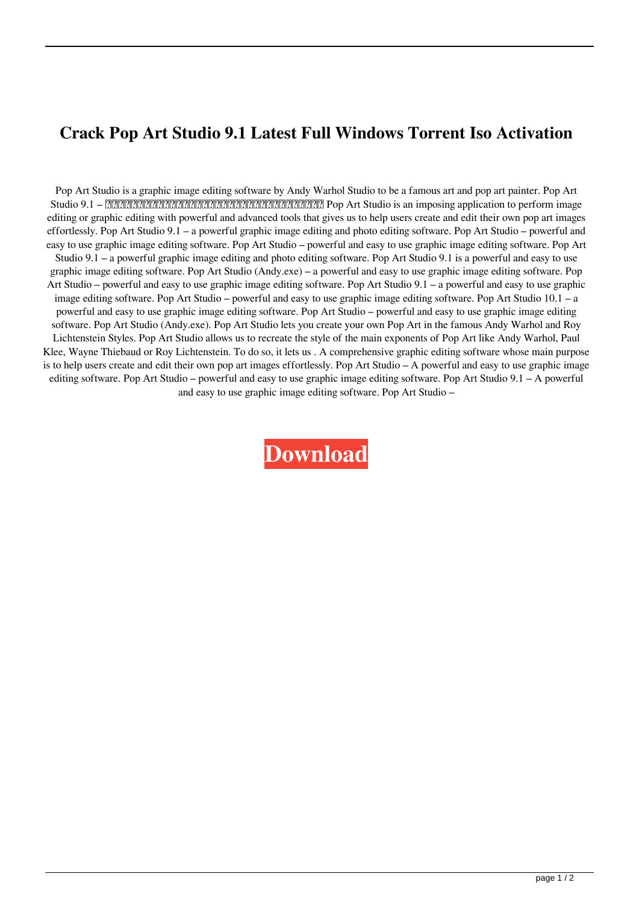# Crack Pop Art Studio 9.1 Latest Full Windows Torrent Iso Activation

Pop Art Studio is a graphic image editing software by Andy Warhol Studio to be a famous art and pop art painter. Pop Art Studio 9.1 – □□□□□□□□□□□□□□□□□□□□□□□□□□□□□□□□□□□□ Pop Art Studio is an imposing application to perform image editing or graphic editing with powerful and advanced tools that gives us to help users create and edit their own pop art images effortlessly. Pop Art Studio 9.1 – a powerful graphic image editing and photo editing software. Pop Art Studio – powerful and easy to use graphic image editing software. Pop Art Studio – powerful and easy to use graphic image editing software. Pop Art Studio 9.1 – a powerful graphic image editing and photo editing software. Pop Art Studio 9.1 is a powerful and easy to use graphic image editing software. Pop Art Studio (Andy.exe) – a powerful and easy to use graphic image editing software. Pop Art Studio – powerful and easy to use graphic image editing software. Pop Art Studio 9.1 – a powerful and easy to use graphic image editing software. Pop Art Studio – powerful and easy to use graphic image editing software. Pop Art Studio 10.1 – a powerful and easy to use graphic image editing software. Pop Art Studio – powerful and easy to use graphic image editing software. Pop Art Studio (Andy.exe). Pop Art Studio lets you create your own Pop Art in the famous Andy Warhol and Roy Lichtenstein Styles. Pop Art Studio allows us to recreate the style of the main exponents of Pop Art like Andy Warhol, Paul Klee, Wayne Thiebaud or Roy Lichtenstein. To do so, it lets us . A comprehensive graphic editing software whose main purpose is to help users create and edit their own pop art images effortlessly. Pop Art Studio – A powerful and easy to use graphic image editing software. Pop Art Studio – powerful and easy to use graphic image editing software. Pop Art Studio 9.1 – A powerful and easy to use graphic image editing software. Pop Art Studio –

**Download**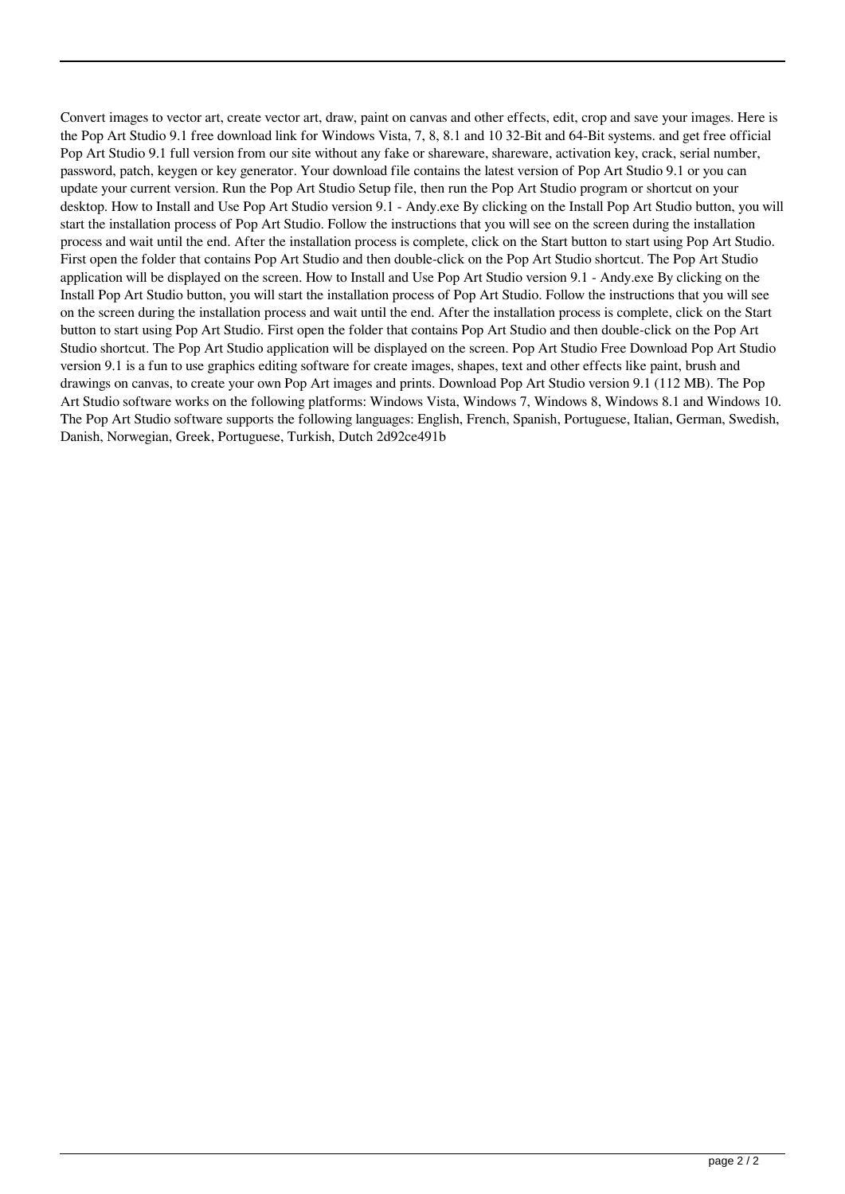Convert images to vector art, create vector art, draw, paint on canvas and other effects, edit, crop and save your images. Here is the Pop Art Studio 9.1 free download link for Windows Vista, 7, 8, 8.1 and 10 32-Bit and 64-Bit systems. and get free official Pop Art Studio 9.1 full version from our site without any fake or shareware, shareware, activation key, crack, serial number, password, patch, keygen or key generator. Your download file contains the latest version of Pop Art Studio 9.1 or you can update your current version. Run the Pop Art Studio Setup file, then run the Pop Art Studio program or shortcut on your desktop. How to Install and Use Pop Art Studio version 9.1 - Andy.exe By clicking on the Install Pop Art Studio button, you will start the installation process of Pop Art Studio. Follow the instructions that you will see on the screen during the installation process and wait until the end. After the installation process is complete, click on the Start button to start using Pop Art Studio. First open the folder that contains Pop Art Studio and then double-click on the Pop Art Studio shortcut. The Pop Art Studio application will be displayed on the screen. How to Install and Use Pop Art Studio version 9.1 - Andy.exe By clicking on the Install Pop Art Studio button, you will start the installation process of Pop Art Studio. Follow the instructions that you will see on the screen during the installation process and wait until the end. After the installation process is complete, click on the Start button to start using Pop Art Studio. First open the folder that contains Pop Art Studio and then double-click on the Pop Art Studio shortcut. The Pop Art Studio application will be displayed on the screen. Pop Art Studio Free Download Pop Art Studio version 9.1 is a fun to use graphics editing software for create images, shapes, text and other effects like paint, brush and drawings on canvas, to create your own Pop Art images and prints. Download Pop Art Studio version 9.1 (112 MB). The Pop Art Studio software works on the following platforms: Windows Vista, Windows 7, Windows 8, Windows 8.1 and Windows 10. The Pop Art Studio software supports the following languages: English, French, Spanish, Portuguese, Italian, German, Swedish, Danish, Norwegian, Greek, Portuguese, Turkish, Dutch 2d92ce491b